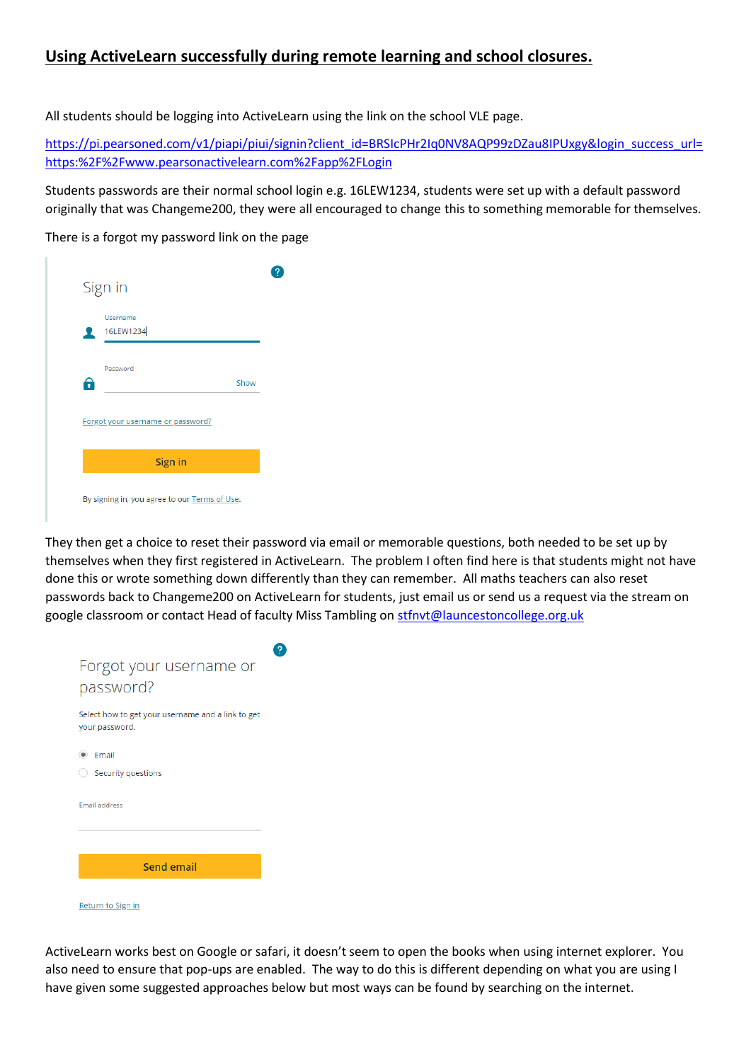## **Using ActiveLearn successfully during remote learning and school closures.**

All students should be logging into ActiveLearn using the link on the school VLE page.

https://pi.pearsoned.com/v1/piapi/piui/signin?client_id=BRSIcPHr2Iq0NV8AQP99zDZau8IPUxgy&login_success_url=https:%2F%2Fwww.pearsonactivelearn.com%2Fapp%2FLogin

Students passwords are their normal school login e.g. 16LEW1234, students were set up with a default password originally that was Changeme200, they were all encouraged to change this to something memorable for themselves.

There is a forgot my password link on the page

Sign in

Username

16LEW1234

Password

Show

Forgot your username or password?

Sign in

By signing in, you agree to our Terms of Use.

They then get a choice to reset their password via email or memorable questions, both needed to be set up by themselves when they first registered in ActiveLearn. The problem I often find here is that students might not have done this or wrote something down differently than they can remember. All maths teachers can also reset passwords back to Changeme200 on ActiveLearn for students, just email us or send us a request via the stream on google classroom or contact Head of faculty Miss Tambling on stfnvt@launcestoncollege.org.uk

Forgot your username or password?

Select how to get your username and a link to get your password.

- Email
- Security questions

Email address

Send email

Return to Sign in

ActiveLearn works best on Google or safari, it doesn't seem to open the books when using internet explorer. You also need to ensure that pop-ups are enabled. The way to do this is different depending on what you are using I have given some suggested approaches below but most ways can be found by searching on the internet.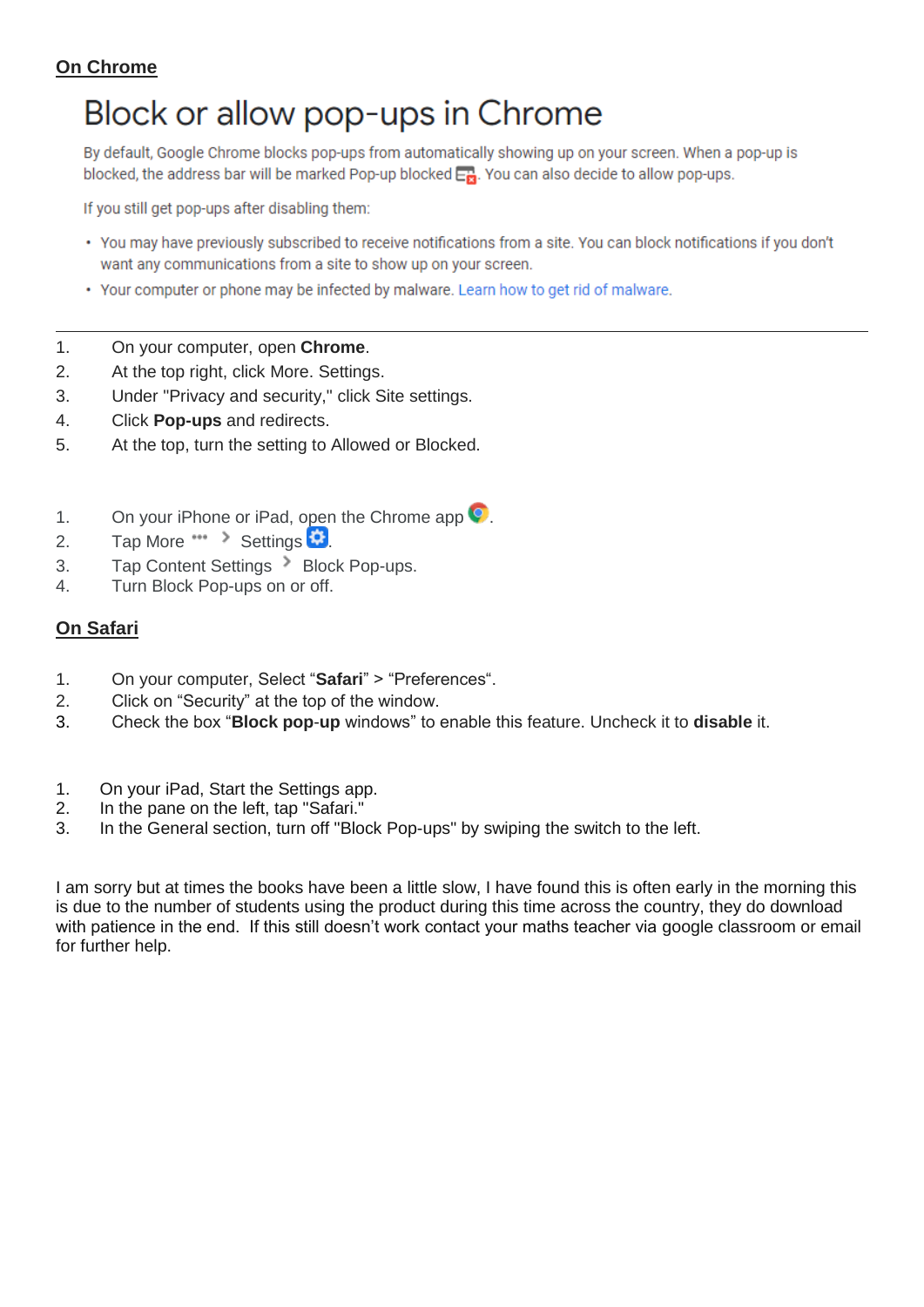**<u>On Chrome</u>**

# Block or allow pop-ups in Chrome

By default, Google Chrome blocks pop-ups from automatically showing up on your screen. When a pop-up is blocked, the address bar will be marked Pop-up blocked. You can also decide to allow pop-ups.

If you still get pop-ups after disabling them:

- You may have previously subscribed to receive notifications from a site. You can block notifications if you don't want any communications from a site to show up on your screen.
- Your computer or phone may be infected by malware. Learn how to get rid of malware.

---

1. On your computer, open **Chrome**.
2. At the top right, click More. Settings.
3. Under "Privacy and security," click Site settings.
4. Click **Pop-ups** and redirects.
5. At the top, turn the setting to Allowed or Blocked.

1. On your iPhone or iPad, open the Chrome app.
2. Tap More > Settings.
3. Tap Content Settings > Block Pop-ups.
4. Turn Block Pop-ups on or off.

**<u>On Safari</u>**

1. On your computer, Select "**Safari**" > "Preferences".
2. Click on "Security" at the top of the window.
3. Check the box "**Block pop-up** windows" to enable this feature. Uncheck it to **disable** it.

1. On your iPad, Start the Settings app.
2. In the pane on the left, tap "Safari."
3. In the General section, turn off "Block Pop-ups" by swiping the switch to the left.

I am sorry but at times the books have been a little slow, I have found this is often early in the morning this is due to the number of students using the product during this time across the country, they do download with patience in the end. If this still doesn't work contact your maths teacher via google classroom or email for further help.